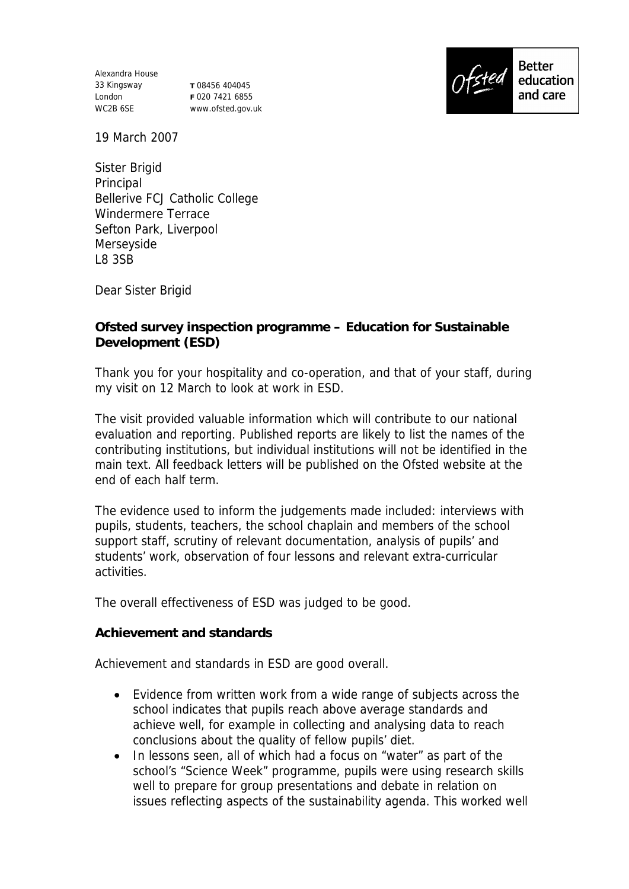Alexandra House
33 Kingsway
London
WC2B 6SE

T 08456 404045
F 020 7421 6855
www.ofsted.gov.uk

Ofsted — Better education and care

19 March 2007

Sister Brigid
Principal
Bellerive FCJ Catholic College
Windermere Terrace
Sefton Park, Liverpool
Merseyside
L8 3SB

Dear Sister Brigid

**Ofsted survey inspection programme – Education for Sustainable Development (ESD)**

Thank you for your hospitality and co-operation, and that of your staff, during my visit on 12 March to look at work in ESD.

The visit provided valuable information which will contribute to our national evaluation and reporting. Published reports are likely to list the names of the contributing institutions, but individual institutions will not be identified in the main text. All feedback letters will be published on the Ofsted website at the end of each half term.

The evidence used to inform the judgements made included: interviews with pupils, students, teachers, the school chaplain and members of the school support staff, scrutiny of relevant documentation, analysis of pupils' and students' work, observation of four lessons and relevant extra-curricular activities.

The overall effectiveness of ESD was judged to be good.

**Achievement and standards**

Achievement and standards in ESD are good overall.

- Evidence from written work from a wide range of subjects across the school indicates that pupils reach above average standards and achieve well, for example in collecting and analysing data to reach conclusions about the quality of fellow pupils' diet.
- In lessons seen, all of which had a focus on "water" as part of the school's "Science Week" programme, pupils were using research skills well to prepare for group presentations and debate in relation on issues reflecting aspects of the sustainability agenda. This worked well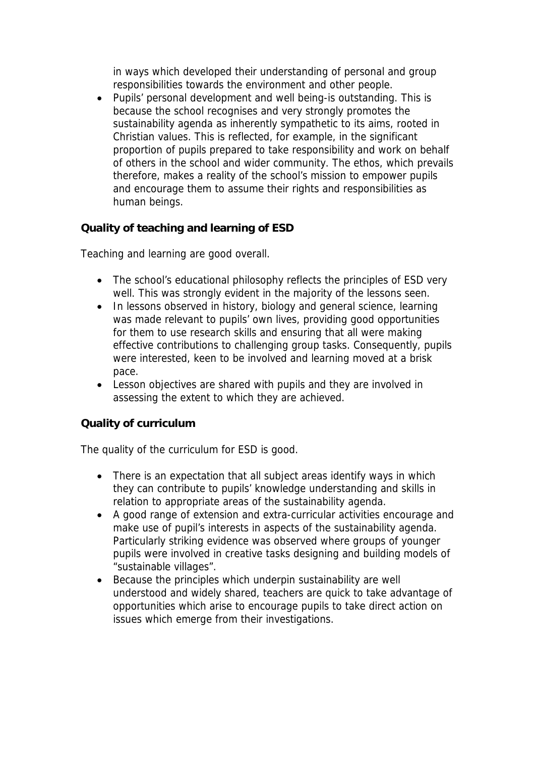in ways which developed their understanding of personal and group responsibilities towards the environment and other people.

- Pupils' personal development and well being-is outstanding. This is because the school recognises and very strongly promotes the sustainability agenda as inherently sympathetic to its aims, rooted in Christian values. This is reflected, for example, in the significant proportion of pupils prepared to take responsibility and work on behalf of others in the school and wider community. The ethos, which prevails therefore, makes a reality of the school's mission to empower pupils and encourage them to assume their rights and responsibilities as human beings.

**Quality of teaching and learning of ESD**

Teaching and learning are good overall.

- The school's educational philosophy reflects the principles of ESD very well. This was strongly evident in the majority of the lessons seen.
- In lessons observed in history, biology and general science, learning was made relevant to pupils' own lives, providing good opportunities for them to use research skills and ensuring that all were making effective contributions to challenging group tasks. Consequently, pupils were interested, keen to be involved and learning moved at a brisk pace.
- Lesson objectives are shared with pupils and they are involved in assessing the extent to which they are achieved.

**Quality of curriculum**

The quality of the curriculum for ESD is good.

- There is an expectation that all subject areas identify ways in which they can contribute to pupils' knowledge understanding and skills in relation to appropriate areas of the sustainability agenda.
- A good range of extension and extra-curricular activities encourage and make use of pupil's interests in aspects of the sustainability agenda. Particularly striking evidence was observed where groups of younger pupils were involved in creative tasks designing and building models of "sustainable villages".
- Because the principles which underpin sustainability are well understood and widely shared, teachers are quick to take advantage of opportunities which arise to encourage pupils to take direct action on issues which emerge from their investigations.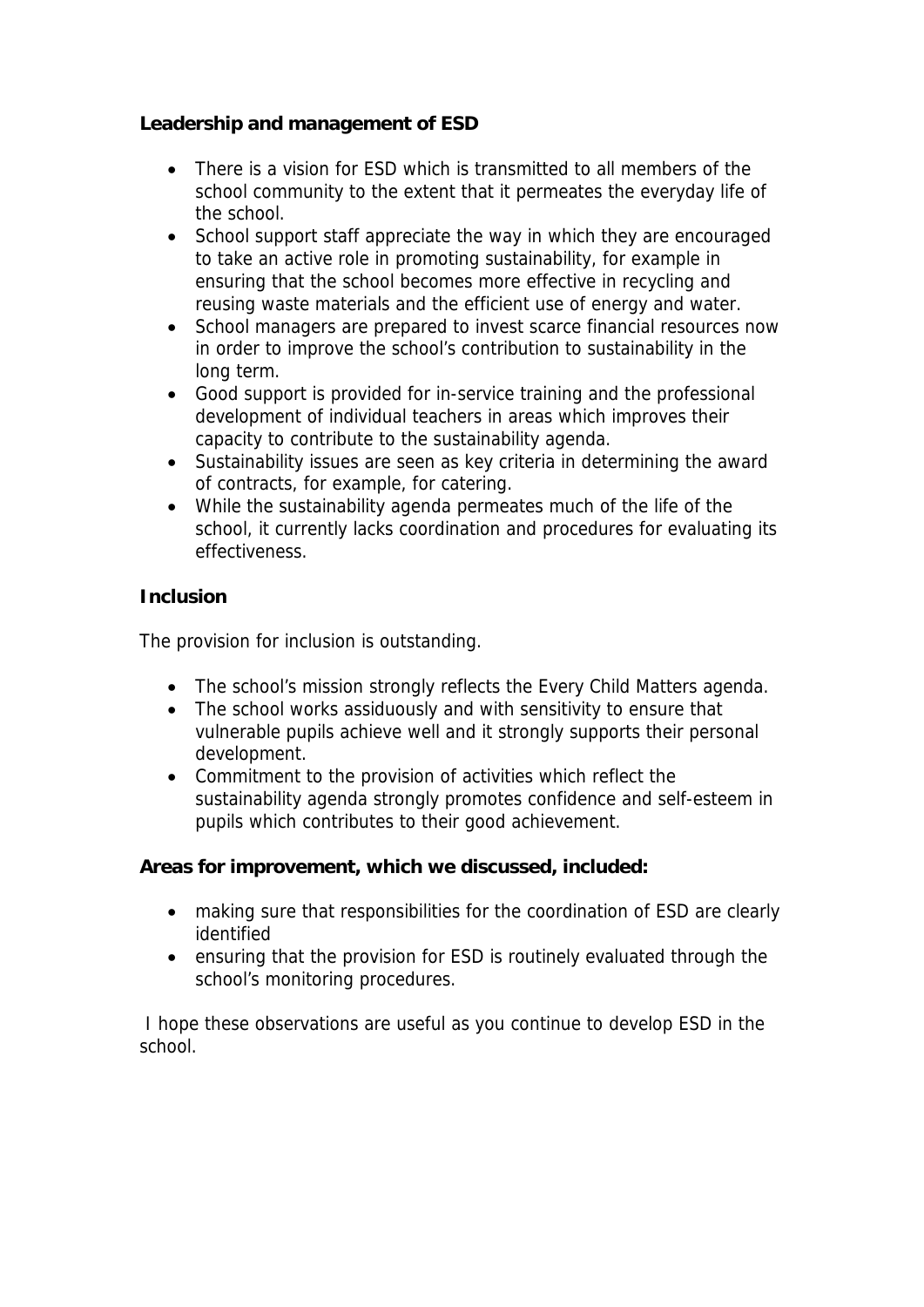**Leadership and management of ESD**

- There is a vision for ESD which is transmitted to all members of the school community to the extent that it permeates the everyday life of the school.
- School support staff appreciate the way in which they are encouraged to take an active role in promoting sustainability, for example in ensuring that the school becomes more effective in recycling and reusing waste materials and the efficient use of energy and water.
- School managers are prepared to invest scarce financial resources now in order to improve the school's contribution to sustainability in the long term.
- Good support is provided for in-service training and the professional development of individual teachers in areas which improves their capacity to contribute to the sustainability agenda.
- Sustainability issues are seen as key criteria in determining the award of contracts, for example, for catering.
- While the sustainability agenda permeates much of the life of the school, it currently lacks coordination and procedures for evaluating its effectiveness.

**Inclusion**

The provision for inclusion is outstanding.

- The school's mission strongly reflects the Every Child Matters agenda.
- The school works assiduously and with sensitivity to ensure that vulnerable pupils achieve well and it strongly supports their personal development.
- Commitment to the provision of activities which reflect the sustainability agenda strongly promotes confidence and self-esteem in pupils which contributes to their good achievement.

**Areas for improvement, which we discussed, included:**

- making sure that responsibilities for the coordination of ESD are clearly identified
- ensuring that the provision for ESD is routinely evaluated through the school's monitoring procedures.

I hope these observations are useful as you continue to develop ESD in the school.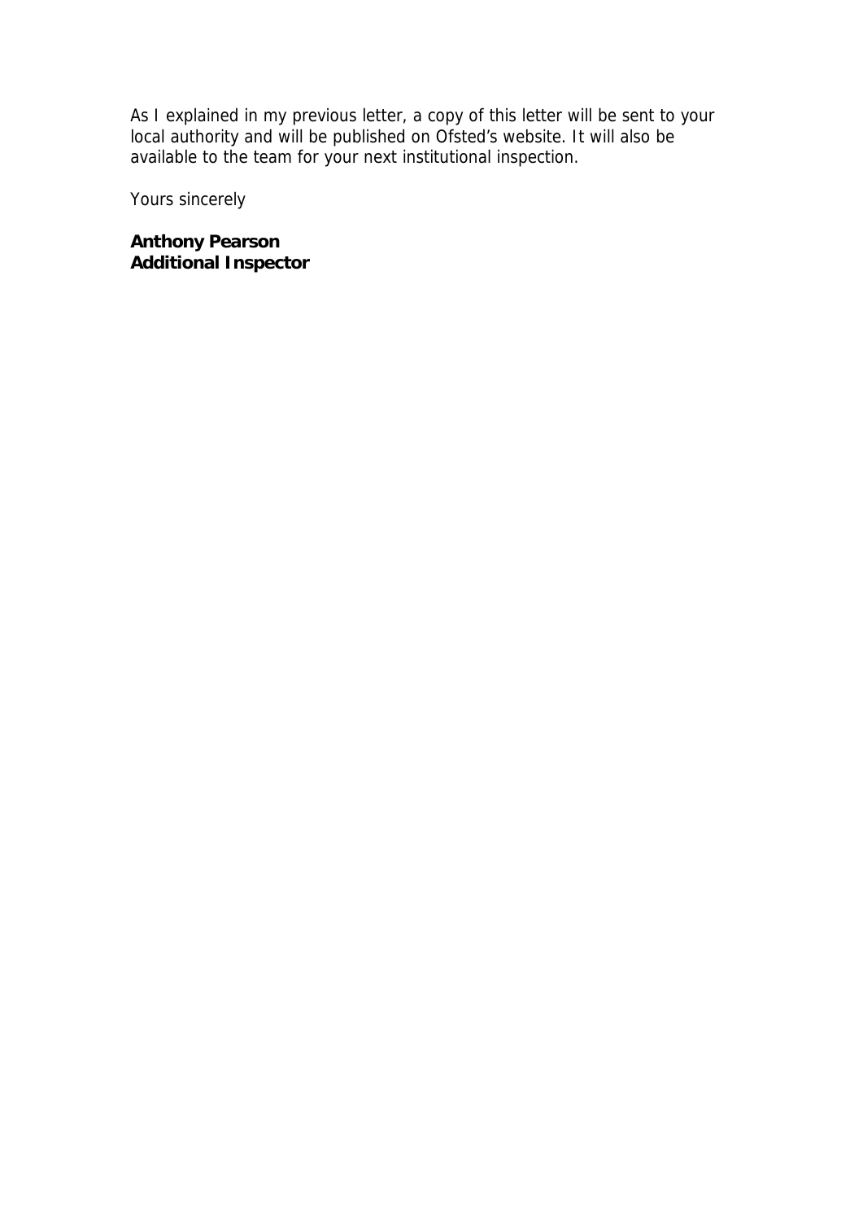As I explained in my previous letter, a copy of this letter will be sent to your local authority and will be published on Ofsted's website. It will also be available to the team for your next institutional inspection.

Yours sincerely

**Anthony Pearson**
**Additional Inspector**